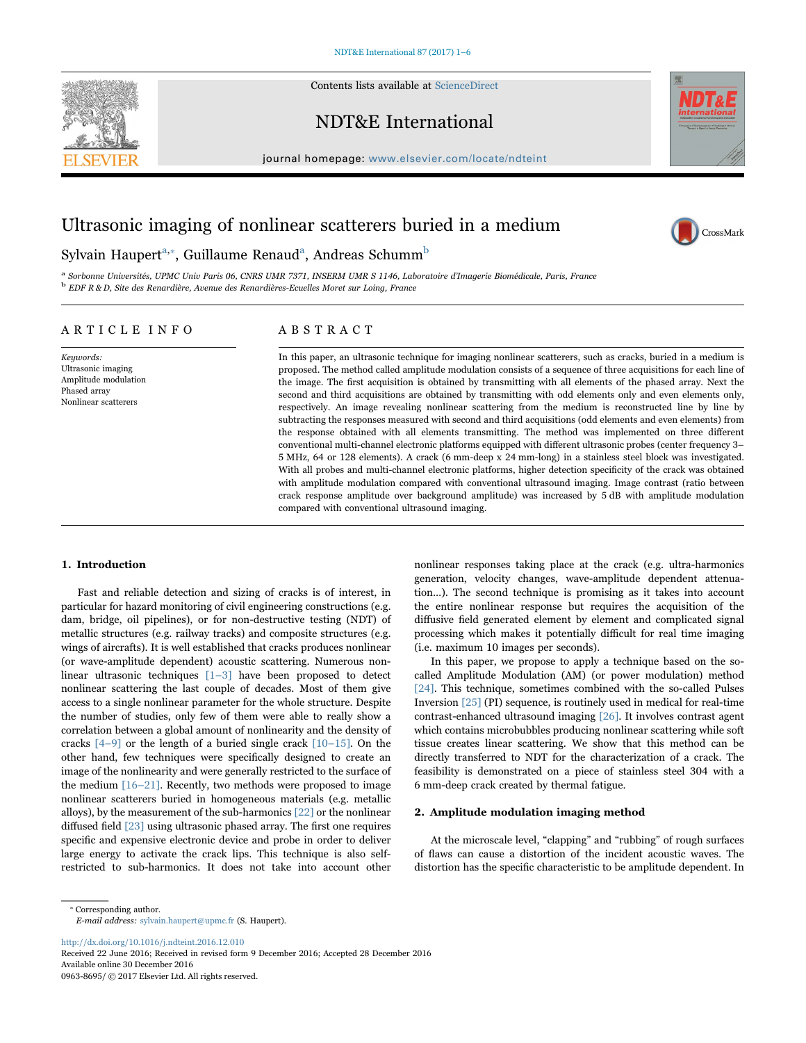# Ultrasonic imaging of nonlinear scatterers buried in a medium

Sylvain Haupert[a,*], Guillaume Renaud[a], Andreas Schumm[b]

[a] Sorbonne Universités, UPMC Univ Paris 06, CNRS UMR 7371, INSERM UMR S 1146, Laboratoire d'Imagerie Biomédicale, Paris, France

[b] EDF R & D, Site des Renardière, Avenue des Renardières-Ecuelles Moret sur Loing, France

## ARTICLE INFO

*Keywords:*
Ultrasonic imaging
Amplitude modulation
Phased array
Nonlinear scatterers

## ABSTRACT

In this paper, an ultrasonic technique for imaging nonlinear scatterers, such as cracks, buried in a medium is proposed. The method called amplitude modulation consists of a sequence of three acquisitions for each line of the image. The first acquisition is obtained by transmitting with all elements of the phased array. Next the second and third acquisitions are obtained by transmitting with odd elements only and even elements only, respectively. An image revealing nonlinear scattering from the medium is reconstructed line by line by subtracting the responses measured with second and third acquisitions (odd elements and even elements) from the response obtained with all elements transmitting. The method was implemented on three different conventional multi-channel electronic platforms equipped with different ultrasonic probes (center frequency 3–5 MHz, 64 or 128 elements). A crack (6 mm-deep x 24 mm-long) in a stainless steel block was investigated. With all probes and multi-channel electronic platforms, higher detection specificity of the crack was obtained with amplitude modulation compared with conventional ultrasound imaging. Image contrast (ratio between crack response amplitude over background amplitude) was increased by 5 dB with amplitude modulation compared with conventional ultrasound imaging.

## 1. Introduction

Fast and reliable detection and sizing of cracks is of interest, in particular for hazard monitoring of civil engineering constructions (e.g. dam, bridge, oil pipelines), or for non-destructive testing (NDT) of metallic structures (e.g. railway tracks) and composite structures (e.g. wings of aircrafts). It is well established that cracks produces nonlinear (or wave-amplitude dependent) acoustic scattering. Numerous nonlinear ultrasonic techniques [1–3] have been proposed to detect nonlinear scattering the last couple of decades. Most of them give access to a single nonlinear parameter for the whole structure. Despite the number of studies, only few of them were able to really show a correlation between a global amount of nonlinearity and the density of cracks [4–9] or the length of a buried single crack [10–15]. On the other hand, few techniques were specifically designed to create an image of the nonlinearity and were generally restricted to the surface of the medium [16–21]. Recently, two methods were proposed to image nonlinear scatterers buried in homogeneous materials (e.g. metallic alloys), by the measurement of the sub-harmonics [22] or the nonlinear diffused field [23] using ultrasonic phased array. The first one requires specific and expensive electronic device and probe in order to deliver large energy to activate the crack lips. This technique is also self-restricted to sub-harmonics. It does not take into account other nonlinear responses taking place at the crack (e.g. ultra-harmonics generation, velocity changes, wave-amplitude dependent attenuation…). The second technique is promising as it takes into account the entire nonlinear response but requires the acquisition of the diffusive field generated element by element and complicated signal processing which makes it potentially difficult for real time imaging (i.e. maximum 10 images per seconds).

In this paper, we propose to apply a technique based on the so-called Amplitude Modulation (AM) (or power modulation) method [24]. This technique, sometimes combined with the so-called Pulses Inversion [25] (PI) sequence, is routinely used in medical for real-time contrast-enhanced ultrasound imaging [26]. It involves contrast agent which contains microbubbles producing nonlinear scattering while soft tissue creates linear scattering. We show that this method can be directly transferred to NDT for the characterization of a crack. The feasibility is demonstrated on a piece of stainless steel 304 with a 6 mm-deep crack created by thermal fatigue.

## 2. Amplitude modulation imaging method

At the microscale level, "clapping" and "rubbing" of rough surfaces of flaws can cause a distortion of the incident acoustic waves. The distortion has the specific characteristic to be amplitude dependent. In

---

* Corresponding author.
*E-mail address:* sylvain.haupert@upmc.fr (S. Haupert).

http://dx.doi.org/10.1016/j.ndteint.2016.12.010
Received 22 June 2016; Received in revised form 9 December 2016; Accepted 28 December 2016
Available online 30 December 2016
0963-8695/ © 2017 Elsevier Ltd. All rights reserved.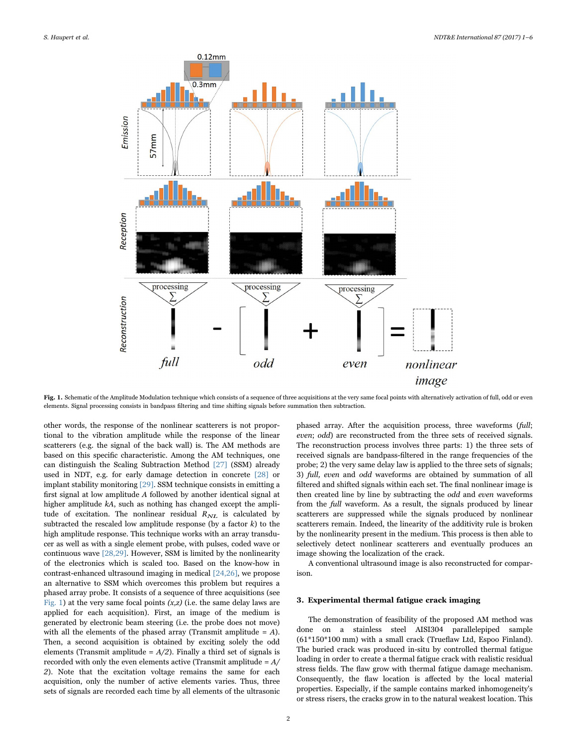Fig. 1. Schematic of the Amplitude Modulation technique which consists of a sequence of three acquisitions at the very same focal points with alternatively activation of full, odd or even elements. Signal processing consists in bandpass filtering and time shifting signals before summation then subtraction.

other words, the response of the nonlinear scatterers is not proportional to the vibration amplitude while the response of the linear scatterers (e.g. the signal of the back wall) is. The AM methods are based on this specific characteristic. Among the AM techniques, one can distinguish the Scaling Subtraction Method [27] (SSM) already used in NDT, e.g. for early damage detection in concrete [28] or implant stability monitoring [29]. SSM technique consists in emitting a first signal at low amplitude $A$ followed by another identical signal at higher amplitude $kA$, such as nothing has changed except the amplitude of excitation. The nonlinear residual $R_{NL}$ is calculated by subtracted the rescaled low amplitude response (by a factor $k$) to the high amplitude response. This technique works with an array transducer as well as with a single element probe, with pulses, coded wave or continuous wave [28,29]. However, SSM is limited by the nonlinearity of the electronics which is scaled too. Based on the know-how in contrast-enhanced ultrasound imaging in medical [24,26], we propose an alternative to SSM which overcomes this problem but requires a phased array probe. It consists of a sequence of three acquisitions (see Fig. 1) at the very same focal points *(x,z)* (i.e. the same delay laws are applied for each acquisition). First, an image of the medium is generated by electronic beam steering (i.e. the probe does not move) with all the elements of the phased array (Transmit amplitude = *A*). Then, a second acquisition is obtained by exciting solely the odd elements (Transmit amplitude = *A/2*). Finally a third set of signals is recorded with only the even elements active (Transmit amplitude = *A/2*). Note that the excitation voltage remains the same for each acquisition, only the number of active elements varies. Thus, three sets of signals are recorded each time by all elements of the ultrasonic phased array. After the acquisition process, three waveforms (*full*; *even*; *odd*) are reconstructed from the three sets of received signals. The reconstruction process involves three parts: 1) the three sets of received signals are bandpass-filtered in the range frequencies of the probe; 2) the very same delay law is applied to the three sets of signals; 3) *full, even* and *odd* waveforms are obtained by summation of all filtered and shifted signals within each set. The final nonlinear image is then created line by line by subtracting the *odd* and *even* waveforms from the *full* waveform. As a result, the signals produced by linear scatterers are suppressed while the signals produced by nonlinear scatterers remain. Indeed, the linearity of the additivity rule is broken by the nonlinearity present in the medium. This process is then able to selectively detect nonlinear scatterers and eventually produces an image showing the localization of the crack.

A conventional ultrasound image is also reconstructed for comparison.

## 3. Experimental thermal fatigue crack imaging

The demonstration of feasibility of the proposed AM method was done on a stainless steel AISI304 parallelepiped sample (61*150*100 mm) with a small crack (Trueflaw Ltd, Espoo Finland). The buried crack was produced in-situ by controlled thermal fatigue loading in order to create a thermal fatigue crack with realistic residual stress fields. The flaw grow with thermal fatigue damage mechanism. Consequently, the flaw location is affected by the local material properties. Especially, if the sample contains marked inhomogeneity's or stress risers, the cracks grow in to the natural weakest location. This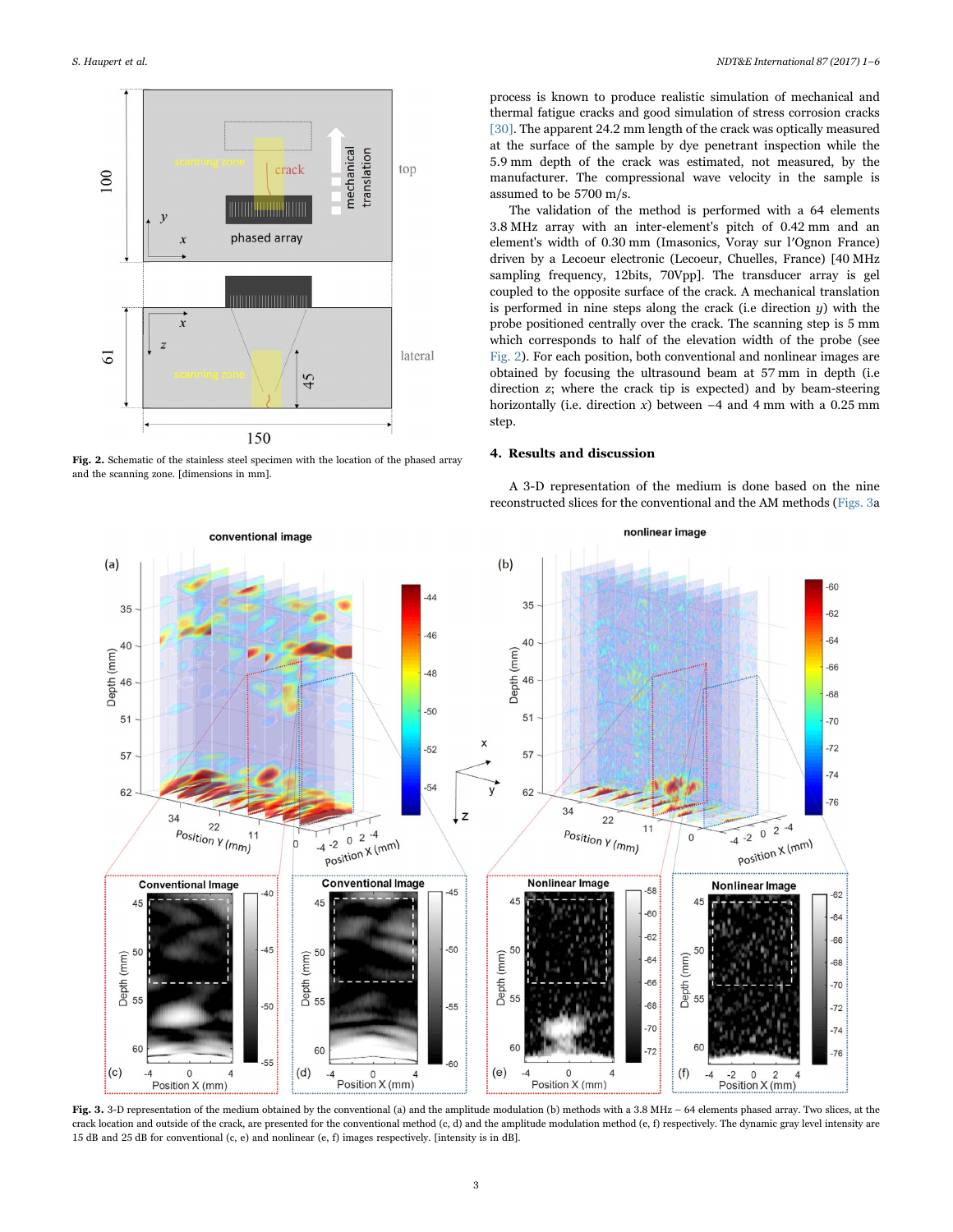process is known to produce realistic simulation of mechanical and thermal fatigue cracks and good simulation of stress corrosion cracks [30]. The apparent 24.2 mm length of the crack was optically measured at the surface of the sample by dye penetrant inspection while the 5.9 mm depth of the crack was estimated, not measured, by the manufacturer. The compressional wave velocity in the sample is assumed to be 5700 m/s.

The validation of the method is performed with a 64 elements 3.8 MHz array with an inter-element's pitch of 0.42 mm and an element's width of 0.30 mm (Imasonics, Voray sur l'Ognon France) driven by a Lecoeur electronic (Lecoeur, Chuelles, France) [40 MHz sampling frequency, 12bits, 70Vpp]. The transducer array is gel coupled to the opposite surface of the crack. A mechanical translation is performed in nine steps along the crack (i.e direction *y*) with the probe positioned centrally over the crack. The scanning step is 5 mm which corresponds to half of the elevation width of the probe (see Fig. 2). For each position, both conventional and nonlinear images are obtained by focusing the ultrasound beam at 57 mm in depth (i.e direction *z*; where the crack tip is expected) and by beam-steering horizontally (i.e. direction *x*) between −4 and 4 mm with a 0.25 mm step.

**Fig. 2.** Schematic of the stainless steel specimen with the location of the phased array and the scanning zone. [dimensions in mm].

## 4. Results and discussion

A 3-D representation of the medium is done based on the nine reconstructed slices for the conventional and the AM methods (Figs. 3a

**Fig. 3.** 3-D representation of the medium obtained by the conventional (a) and the amplitude modulation (b) methods with a 3.8 MHz – 64 elements phased array. Two slices, at the crack location and outside of the crack, are presented for the conventional method (c, d) and the amplitude modulation method (e, f) respectively. The dynamic gray level intensity are 15 dB and 25 dB for conventional (c, e) and nonlinear (e, f) images respectively. [intensity is in dB].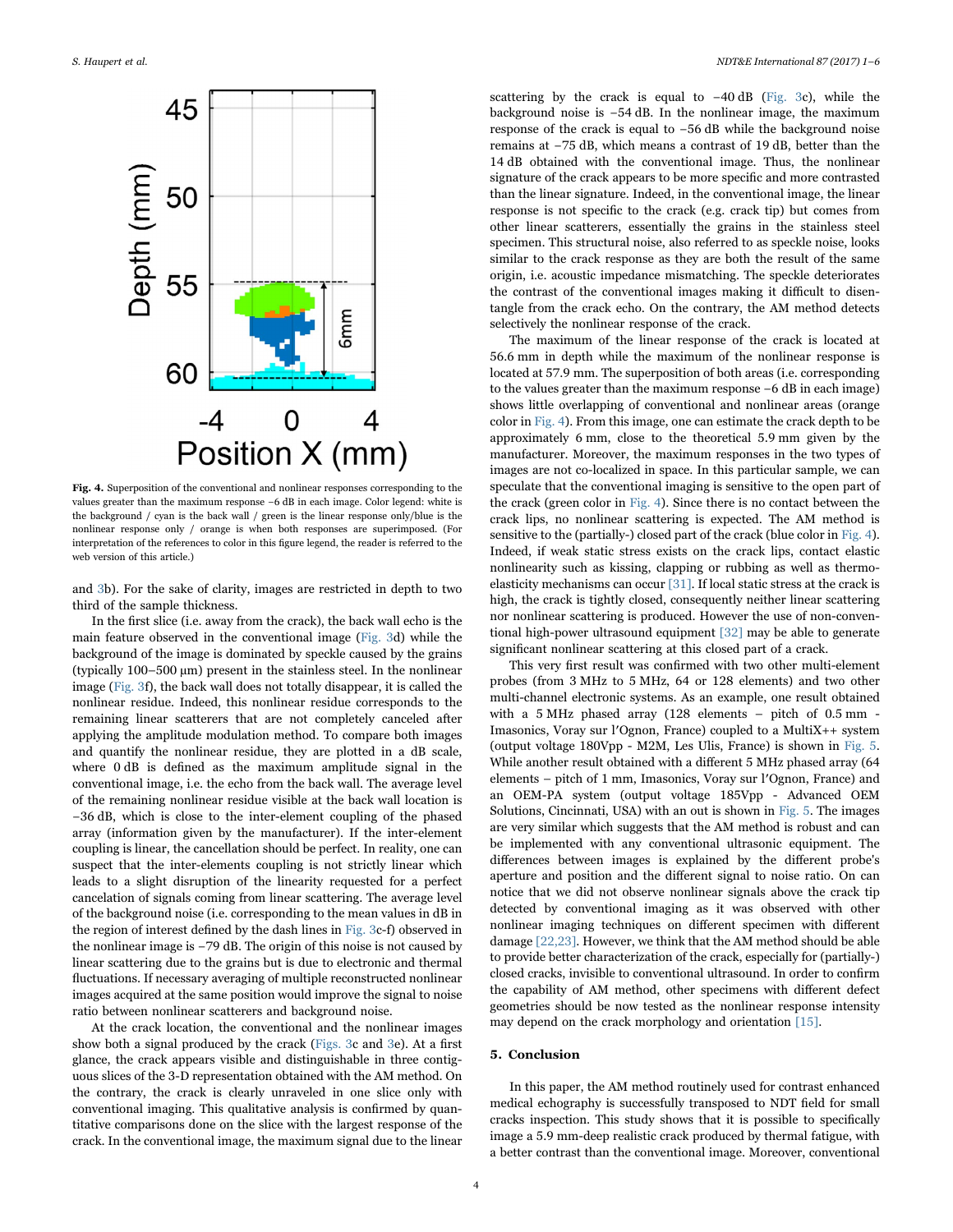Fig. 4. Superposition of the conventional and nonlinear responses corresponding to the values greater than the maximum response −6 dB in each image. Color legend: white is the background / cyan is the back wall / green is the linear response only/blue is the nonlinear response only / orange is when both responses are superimposed. (For interpretation of the references to color in this figure legend, the reader is referred to the web version of this article.)

and 3b). For the sake of clarity, images are restricted in depth to two third of the sample thickness.

In the first slice (i.e. away from the crack), the back wall echo is the main feature observed in the conventional image (Fig. 3d) while the background of the image is dominated by speckle caused by the grains (typically 100–500 µm) present in the stainless steel. In the nonlinear image (Fig. 3f), the back wall does not totally disappear, it is called the nonlinear residue. Indeed, this nonlinear residue corresponds to the remaining linear scatterers that are not completely canceled after applying the amplitude modulation method. To compare both images and quantify the nonlinear residue, they are plotted in a dB scale, where 0 dB is defined as the maximum amplitude signal in the conventional image, i.e. the echo from the back wall. The average level of the remaining nonlinear residue visible at the back wall location is −36 dB, which is close to the inter-element coupling of the phased array (information given by the manufacturer). If the inter-element coupling is linear, the cancellation should be perfect. In reality, one can suspect that the inter-elements coupling is not strictly linear which leads to a slight disruption of the linearity requested for a perfect cancelation of signals coming from linear scattering. The average level of the background noise (i.e. corresponding to the mean values in dB in the region of interest defined by the dash lines in Fig. 3c-f) observed in the nonlinear image is −79 dB. The origin of this noise is not caused by linear scattering due to the grains but is due to electronic and thermal fluctuations. If necessary averaging of multiple reconstructed nonlinear images acquired at the same position would improve the signal to noise ratio between nonlinear scatterers and background noise.

At the crack location, the conventional and the nonlinear images show both a signal produced by the crack (Figs. 3c and 3e). At a first glance, the crack appears visible and distinguishable in three contiguous slices of the 3-D representation obtained with the AM method. On the contrary, the crack is clearly unraveled in one slice only with conventional imaging. This qualitative analysis is confirmed by quantitative comparisons done on the slice with the largest response of the crack. In the conventional image, the maximum signal due to the linear scattering by the crack is equal to −40 dB (Fig. 3c), while the background noise is −54 dB. In the nonlinear image, the maximum response of the crack is equal to −56 dB while the background noise remains at −75 dB, which means a contrast of 19 dB, better than the 14 dB obtained with the conventional image. Thus, the nonlinear signature of the crack appears to be more specific and more contrasted than the linear signature. Indeed, in the conventional image, the linear response is not specific to the crack (e.g. crack tip) but comes from other linear scatterers, essentially the grains in the stainless steel specimen. This structural noise, also referred to as speckle noise, looks similar to the crack response as they are both the result of the same origin, i.e. acoustic impedance mismatching. The speckle deteriorates the contrast of the conventional images making it difficult to disentangle from the crack echo. On the contrary, the AM method detects selectively the nonlinear response of the crack.

The maximum of the linear response of the crack is located at 56.6 mm in depth while the maximum of the nonlinear response is located at 57.9 mm. The superposition of both areas (i.e. corresponding to the values greater than the maximum response −6 dB in each image) shows little overlapping of conventional and nonlinear areas (orange color in Fig. 4). From this image, one can estimate the crack depth to be approximately 6 mm, close to the theoretical 5.9 mm given by the manufacturer. Moreover, the maximum responses in the two types of images are not co-localized in space. In this particular sample, we can speculate that the conventional imaging is sensitive to the open part of the crack (green color in Fig. 4). Since there is no contact between the crack lips, no nonlinear scattering is expected. The AM method is sensitive to the (partially-) closed part of the crack (blue color in Fig. 4). Indeed, if weak static stress exists on the crack lips, contact elastic nonlinearity such as kissing, clapping or rubbing as well as thermo-elasticity mechanisms can occur [31]. If local static stress at the crack is high, the crack is tightly closed, consequently neither linear scattering nor nonlinear scattering is produced. However the use of non-conventional high-power ultrasound equipment [32] may be able to generate significant nonlinear scattering at this closed part of a crack.

This very first result was confirmed with two other multi-element probes (from 3 MHz to 5 MHz, 64 or 128 elements) and two other multi-channel electronic systems. As an example, one result obtained with a 5 MHz phased array (128 elements - pitch of 0.5 mm - Imasonics, Voray sur l'Ognon, France) coupled to a MultiX++ system (output voltage 180Vpp - M2M, Les Ulis, France) is shown in Fig. 5. While another result obtained with a different 5 MHz phased array (64 elements – pitch of 1 mm, Imasonics, Voray sur l'Ognon, France) and an OEM-PA system (output voltage 185Vpp - Advanced OEM Solutions, Cincinnati, USA) with an out is shown in Fig. 5. The images are very similar which suggests that the AM method is robust and can be implemented with any conventional ultrasonic equipment. The differences between images is explained by the different probe's aperture and position and the different signal to noise ratio. On can notice that we did not observe nonlinear signals above the crack tip detected by conventional imaging as it was observed with other nonlinear imaging techniques on different specimen with different damage [22,23]. However, we think that the AM method should be able to provide better characterization of the crack, especially for (partially-) closed cracks, invisible to conventional ultrasound. In order to confirm the capability of AM method, other specimens with different defect geometries should be now tested as the nonlinear response intensity may depend on the crack morphology and orientation [15].

## 5. Conclusion

In this paper, the AM method routinely used for contrast enhanced medical echography is successfully transposed to NDT field for small cracks inspection. This study shows that it is possible to specifically image a 5.9 mm-deep realistic crack produced by thermal fatigue, with a better contrast than the conventional image. Moreover, conventional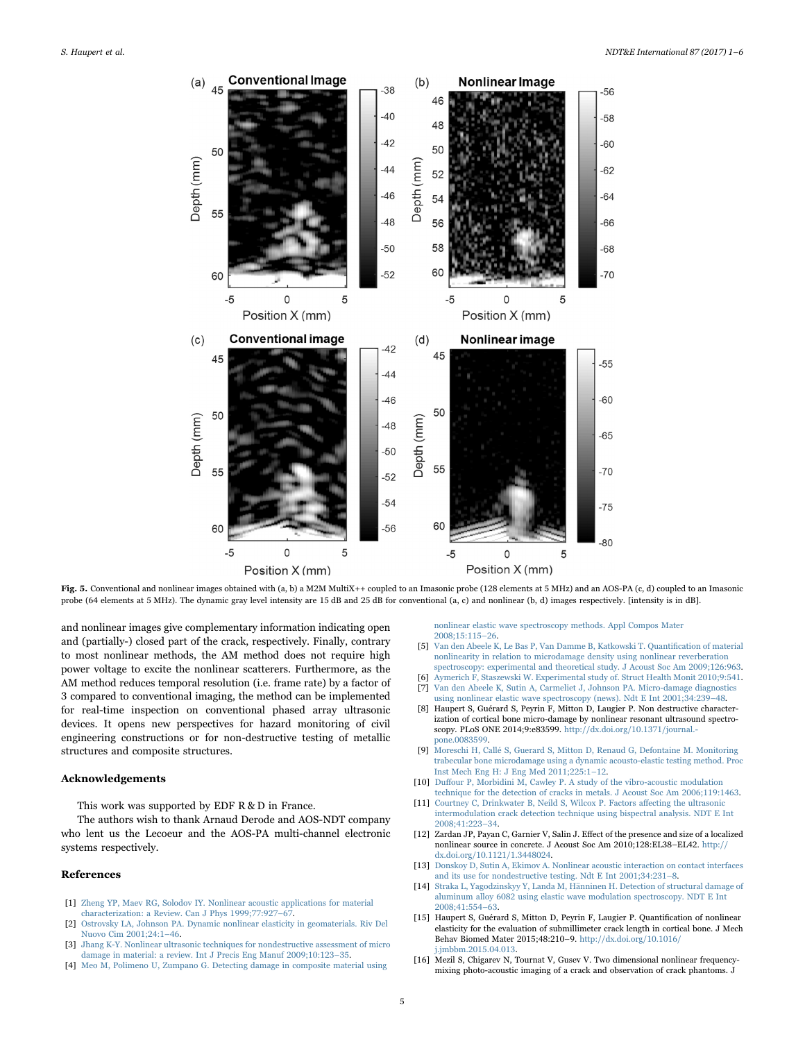Fig. 5. Conventional and nonlinear images obtained with (a, b) a M2M MultiX++ coupled to an Imasonic probe (128 elements at 5 MHz) and an AOS-PA (c, d) coupled to an Imasonic probe (64 elements at 5 MHz). The dynamic gray level intensity are 15 dB and 25 dB for conventional (a, c) and nonlinear (b, d) images respectively. [intensity is in dB].

and nonlinear images give complementary information indicating open and (partially-) closed part of the crack, respectively. Finally, contrary to most nonlinear methods, the AM method does not require high power voltage to excite the nonlinear scatterers. Furthermore, as the AM method reduces temporal resolution (i.e. frame rate) by a factor of 3 compared to conventional imaging, the method can be implemented for real-time inspection on conventional phased array ultrasonic devices. It opens new perspectives for hazard monitoring of civil engineering constructions or for non-destructive testing of metallic structures and composite structures.

## Acknowledgements

This work was supported by EDF R & D in France.

The authors wish to thank Arnaud Derode and AOS-NDT company who lent us the Lecoeur and the AOS-PA multi-channel electronic systems respectively.

## References

[1] Zheng YP, Maev RG, Solodov IY. Nonlinear acoustic applications for material characterization: a Review. Can J Phys 1999;77:927–67.

[2] Ostrovsky LA, Johnson PA. Dynamic nonlinear elasticity in geomaterials. Riv Del Nuovo Cim 2001;24:1–46.

[3] Jhang K-Y. Nonlinear ultrasonic techniques for nondestructive assessment of micro damage in material: a review. Int J Precis Eng Manuf 2009;10:123–35.

[4] Meo M, Polimeno U, Zumpano G. Detecting damage in composite material using nonlinear elastic wave spectroscopy methods. Appl Compos Mater 2008;15:115–26.

[5] Van den Abeele K, Le Bas P, Van Damme B, Katkowski T. Quantification of material nonlinearity in relation to microdamage density using nonlinear reverberation spectroscopy: experimental and theoretical study. J Acoust Soc Am 2009;126:963.

[6] Aymerich F, Staszewski W. Experimental study of. Struct Health Monit 2010;9:541.

[7] Van den Abeele K, Sutin A, Carmeliet J, Johnson PA. Micro-damage diagnostics using nonlinear elastic wave spectroscopy (news). Ndt E Int 2001;34:239–48.

[8] Haupert S, Guérard S, Peyrin F, Mitton D, Laugier P. Non destructive characterization of cortical bone micro-damage by nonlinear resonant ultrasound spectroscopy. PLoS ONE 2014;9:e83599. http://dx.doi.org/10.1371/journal.pone.0083599.

[9] Moreschi H, Callé S, Guerard S, Mitton D, Renaud G, Defontaine M. Monitoring trabecular bone microdamage using a dynamic acousto-elastic testing method. Proc Inst Mech Eng H: J Eng Med 2011;225:1–12.

[10] Duffour P, Morbidini M, Cawley P. A study of the vibro-acoustic modulation technique for the detection of cracks in metals. J Acoust Soc Am 2006;119:1463.

[11] Courtney C, Drinkwater B, Neild S, Wilcox P. Factors affecting the ultrasonic intermodulation crack detection technique using bispectral analysis. NDT E Int 2008;41:223–34.

[12] Zardan JP, Payan C, Garnier V, Salin J. Effect of the presence and size of a localized nonlinear source in concrete. J Acoust Soc Am 2010;128:EL38–EL42. http://dx.doi.org/10.1121/1.3448024.

[13] Donskoy D, Sutin A, Ekimov A. Nonlinear acoustic interaction on contact interfaces and its use for nondestructive testing. Ndt E Int 2001;34:231–8.

[14] Straka L, Yagodzinskyy Y, Landa M, Hänninen H. Detection of structural damage of aluminum alloy 6082 using elastic wave modulation spectroscopy. NDT E Int 2008;41:554–63.

[15] Haupert S, Guérard S, Mitton D, Peyrin F, Laugier P. Quantification of nonlinear elasticity for the evaluation of submillimeter crack length in cortical bone. J Mech Behav Biomed Mater 2015;48:210–9. http://dx.doi.org/10.1016/j.jmbbm.2015.04.013.

[16] Mezil S, Chigarev N, Tournat V, Gusev V. Two dimensional nonlinear frequency-mixing photo-acoustic imaging of a crack and observation of crack phantoms. J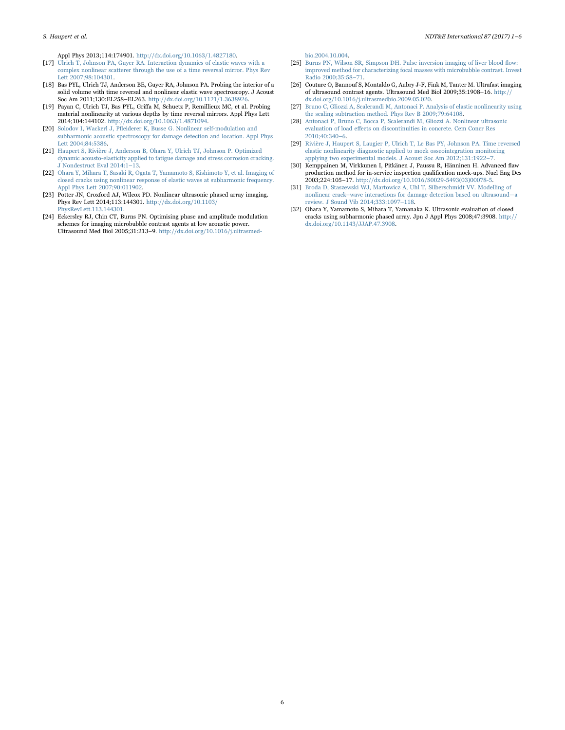Appl Phys 2013;114:174901. http://dx.doi.org/10.1063/1.4827180.

[17] Ulrich T, Johnson PA, Guyer RA. Interaction dynamics of elastic waves with a complex nonlinear scatterer through the use of a time reversal mirror. Phys Rev Lett 2007;98:104301.

[18] Bas PYL, Ulrich TJ, Anderson BE, Guyer RA, Johnson PA. Probing the interior of a solid volume with time reversal and nonlinear elastic wave spectroscopy. J Acoust Soc Am 2011;130:EL258–EL263. http://dx.doi.org/10.1121/1.3638926.

[19] Payan C, Ulrich TJ, Bas PYL, Griffa M, Schuetz P, Remillieux MC, et al. Probing material nonlinearity at various depths by time reversal mirrors. Appl Phys Lett 2014;104:144102. http://dx.doi.org/10.1063/1.4871094.

[20] Solodov I, Wackerl J, Pfleiderer K, Busse G. Nonlinear self-modulation and subharmonic acoustic spectroscopy for damage detection and location. Appl Phys Lett 2004;84:5386.

[21] Haupert S, Rivière J, Anderson B, Ohara Y, Ulrich TJ, Johnson P. Optimized dynamic acousto-elasticity applied to fatigue damage and stress corrosion cracking. J Nondestruct Eval 2014:1–13.

[22] Ohara Y, Mihara T, Sasaki R, Ogata T, Yamamoto S, Kishimoto Y, et al. Imaging of closed cracks using nonlinear response of elastic waves at subharmonic frequency. Appl Phys Lett 2007;90:011902.

[23] Potter JN, Croxford AJ, Wilcox PD. Nonlinear ultrasonic phased array imaging. Phys Rev Lett 2014;113:144301. http://dx.doi.org/10.1103/PhysRevLett.113.144301.

[24] Eckersley RJ, Chin CT, Burns PN. Optimising phase and amplitude modulation schemes for imaging microbubble contrast agents at low acoustic power. Ultrasound Med Biol 2005;31:213–9. http://dx.doi.org/10.1016/j.ultrasmedbio.2004.10.004.

[25] Burns PN, Wilson SR, Simpson DH. Pulse inversion imaging of liver blood flow: improved method for characterizing focal masses with microbubble contrast. Invest Radio 2000;35:58–71.

[26] Couture O, Bannouf S, Montaldo G, Aubry J-F, Fink M, Tanter M. Ultrafast imaging of ultrasound contrast agents. Ultrasound Med Biol 2009;35:1908–16. http://dx.doi.org/10.1016/j.ultrasmedbio.2009.05.020.

[27] Bruno C, Gliozzi A, Scalerandi M, Antonaci P. Analysis of elastic nonlinearity using the scaling subtraction method. Phys Rev B 2009;79:64108.

[28] Antonaci P, Bruno C, Bocca P, Scalerandi M, Gliozzi A. Nonlinear ultrasonic evaluation of load effects on discontinuities in concrete. Cem Concr Res 2010;40:340–6.

[29] Rivière J, Haupert S, Laugier P, Ulrich T, Le Bas PY, Johnson PA. Time reversed elastic nonlinearity diagnostic applied to mock osseointegration monitoring applying two experimental models. J Acoust Soc Am 2012;131:1922–7.

[30] Kemppainen M, Virkkunen I, Pitkänen J, Paussu R, Hänninen H. Advanced flaw production method for in-service inspection qualification mock-ups. Nucl Eng Des 2003;224:105–17. http://dx.doi.org/10.1016/S0029-5493(03)00078-5.

[31] Broda D, Staszewski WJ, Martowicz A, Uhl T, Silberschmidt VV. Modelling of nonlinear crack–wave interactions for damage detection based on ultrasound—a review. J Sound Vib 2014;333:1097–118.

[32] Ohara Y, Yamamoto S, Mihara T, Yamanaka K. Ultrasonic evaluation of closed cracks using subharmonic phased array. Jpn J Appl Phys 2008;47:3908. http://dx.doi.org/10.1143/JJAP.47.3908.